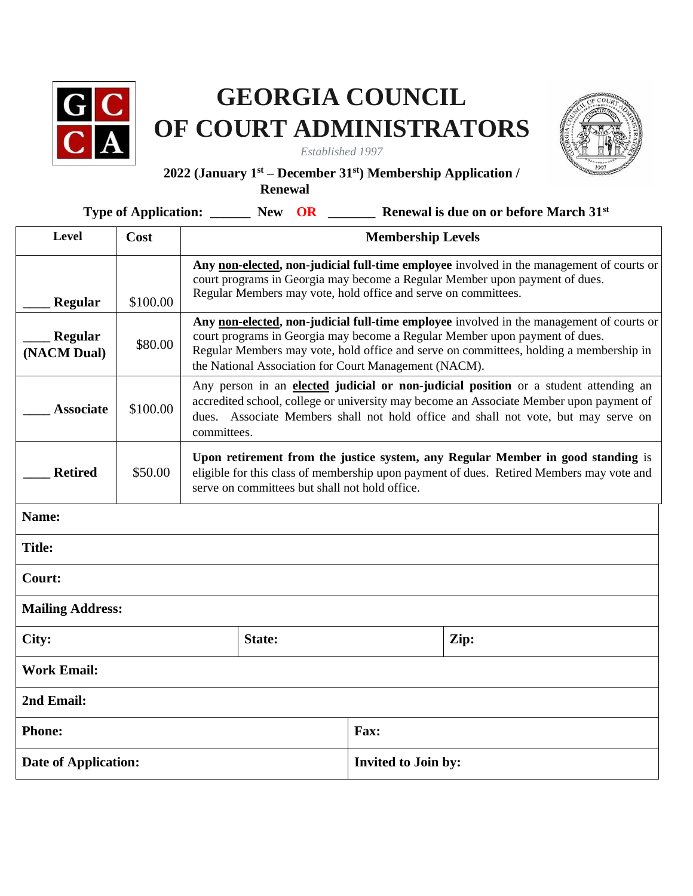# GEORGIA COUNCIL OF COURT ADMINISTRATORS

*Established 1997*

**2022 (January 1st – December 31st) Membership Application / Renewal**

**Type of Application: ______ New OR _______ Renewal is due on or before March 31st**

| Level | Cost | Membership Levels |
|---|---|---|
| ____ **Regular** | $100.00 | **Any non-elected, non-judicial full-time employee** involved in the management of courts or court programs in Georgia may become a Regular Member upon payment of dues. Regular Members may vote, hold office and serve on committees. |
| ____ **Regular (NACM Dual)** | $80.00 | **Any non-elected, non-judicial full-time employee** involved in the management of courts or court programs in Georgia may become a Regular Member upon payment of dues. Regular Members may vote, hold office and serve on committees, holding a membership in the National Association for Court Management (NACM). |
| ____ **Associate** | $100.00 | Any person in an **elected judicial or non-judicial position** or a student attending an accredited school, college or university may become an Associate Member upon payment of dues. Associate Members shall not hold office and shall not vote, but may serve on committees. |
| ____ **Retired** | $50.00 | **Upon retirement from the justice system, any Regular Member in good standing** is eligible for this class of membership upon payment of dues. Retired Members may vote and serve on committees but shall not hold office. |

| | | |
|---|---|---|
| **Name:** | | |
| **Title:** | | |
| **Court:** | | |
| **Mailing Address:** | | |
| **City:** | **State:** | **Zip:** |
| **Work Email:** | | |
| **2nd Email:** | | |
| **Phone:** | **Fax:** | |
| **Date of Application:** | **Invited to Join by:** | |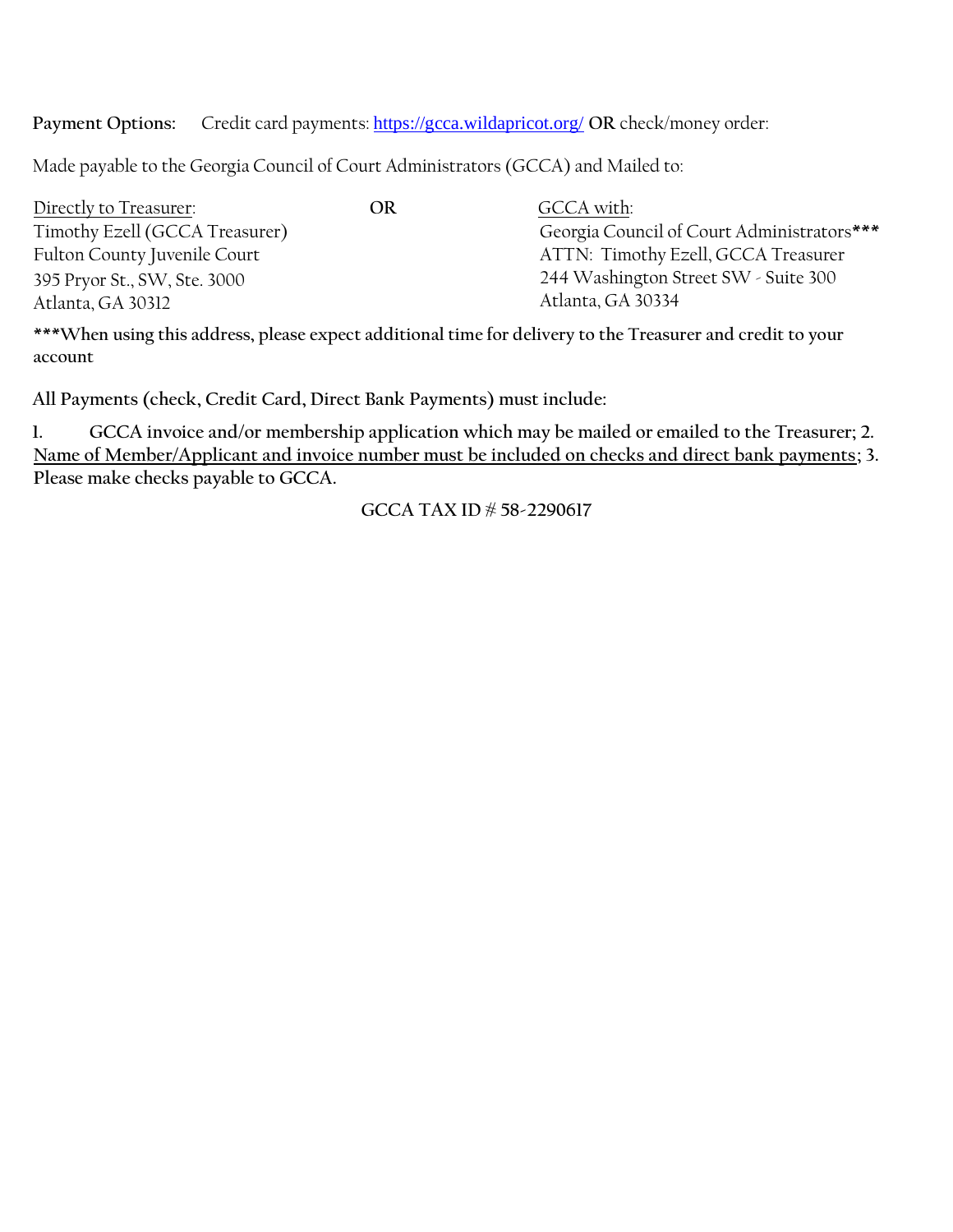**Payment Options:** Credit card payments: https://gcca.wildapricot.org/ **OR** check/money order:

Made payable to the Georgia Council of Court Administrators (GCCA) and Mailed to:

Directly to Treasurer:
Timothy Ezell (GCCA Treasurer)
Fulton County Juvenile Court
395 Pryor St., SW, Ste. 3000
Atlanta, GA 30312

**OR**

GCCA with:
Georgia Council of Court Administrators***
ATTN: Timothy Ezell, GCCA Treasurer
244 Washington Street SW - Suite 300
Atlanta, GA 30334

*****When using this address, please expect additional time for delivery to the Treasurer and credit to your account**

**All Payments (check, Credit Card, Direct Bank Payments) must include:**

**1. GCCA invoice and/or membership application which may be mailed or emailed to the Treasurer; 2. Name of Member/Applicant and invoice number must be included on checks and direct bank payments; 3. Please make checks payable to GCCA.**

**GCCA TAX ID # 58-2290617**